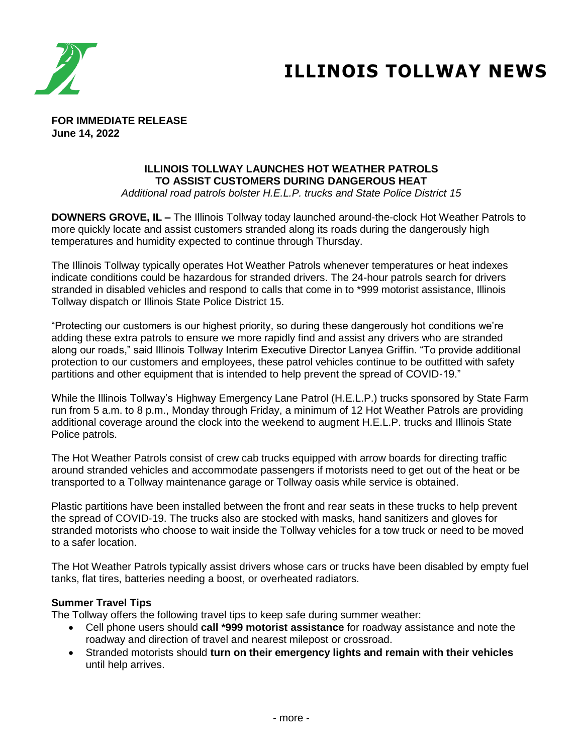# ILLINOIS TOLLWAY NEWS

**FOR IMMEDIATE RELEASE**
**June 14, 2022**

## ILLINOIS TOLLWAY LAUNCHES HOT WEATHER PATROLS TO ASSIST CUSTOMERS DURING DANGEROUS HEAT

*Additional road patrols bolster H.E.L.P. trucks and State Police District 15*

**DOWNERS GROVE, IL –** The Illinois Tollway today launched around-the-clock Hot Weather Patrols to more quickly locate and assist customers stranded along its roads during the dangerously high temperatures and humidity expected to continue through Thursday.

The Illinois Tollway typically operates Hot Weather Patrols whenever temperatures or heat indexes indicate conditions could be hazardous for stranded drivers. The 24-hour patrols search for drivers stranded in disabled vehicles and respond to calls that come in to *999 motorist assistance, Illinois Tollway dispatch or Illinois State Police District 15.

"Protecting our customers is our highest priority, so during these dangerously hot conditions we're adding these extra patrols to ensure we more rapidly find and assist any drivers who are stranded along our roads," said Illinois Tollway Interim Executive Director Lanyea Griffin. "To provide additional protection to our customers and employees, these patrol vehicles continue to be outfitted with safety partitions and other equipment that is intended to help prevent the spread of COVID-19."

While the Illinois Tollway's Highway Emergency Lane Patrol (H.E.L.P.) trucks sponsored by State Farm run from 5 a.m. to 8 p.m., Monday through Friday, a minimum of 12 Hot Weather Patrols are providing additional coverage around the clock into the weekend to augment H.E.L.P. trucks and Illinois State Police patrols.

The Hot Weather Patrols consist of crew cab trucks equipped with arrow boards for directing traffic around stranded vehicles and accommodate passengers if motorists need to get out of the heat or be transported to a Tollway maintenance garage or Tollway oasis while service is obtained.

Plastic partitions have been installed between the front and rear seats in these trucks to help prevent the spread of COVID-19. The trucks also are stocked with masks, hand sanitizers and gloves for stranded motorists who choose to wait inside the Tollway vehicles for a tow truck or need to be moved to a safer location.

The Hot Weather Patrols typically assist drivers whose cars or trucks have been disabled by empty fuel tanks, flat tires, batteries needing a boost, or overheated radiators.

**Summer Travel Tips**

The Tollway offers the following travel tips to keep safe during summer weather:

- Cell phone users should **call *999 motorist assistance** for roadway assistance and note the roadway and direction of travel and nearest milepost or crossroad.
- Stranded motorists should **turn on their emergency lights and remain with their vehicles** until help arrives.

- more -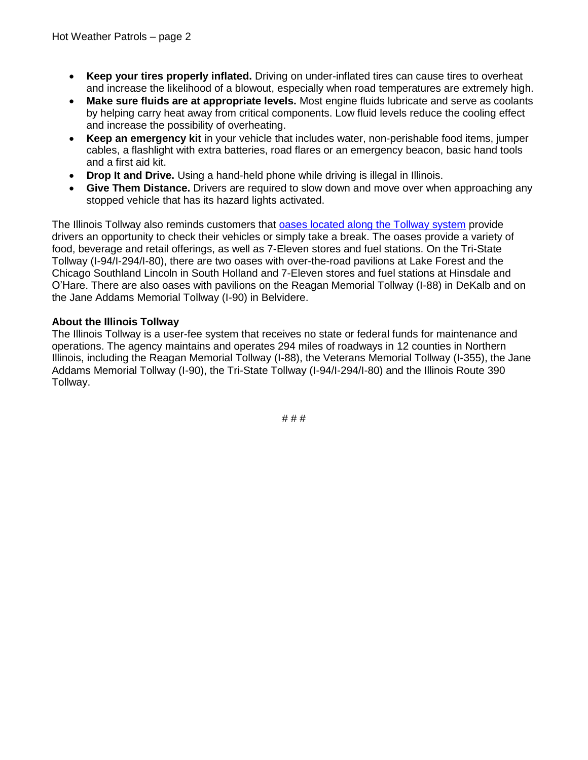- **Keep your tires properly inflated.** Driving on under-inflated tires can cause tires to overheat and increase the likelihood of a blowout, especially when road temperatures are extremely high.
- **Make sure fluids are at appropriate levels.** Most engine fluids lubricate and serve as coolants by helping carry heat away from critical components. Low fluid levels reduce the cooling effect and increase the possibility of overheating.
- **Keep an emergency kit** in your vehicle that includes water, non-perishable food items, jumper cables, a flashlight with extra batteries, road flares or an emergency beacon, basic hand tools and a first aid kit.
- **Drop It and Drive.** Using a hand-held phone while driving is illegal in Illinois.
- **Give Them Distance.** Drivers are required to slow down and move over when approaching any stopped vehicle that has its hazard lights activated.

The Illinois Tollway also reminds customers that oases located along the Tollway system provide drivers an opportunity to check their vehicles or simply take a break. The oases provide a variety of food, beverage and retail offerings, as well as 7-Eleven stores and fuel stations. On the Tri-State Tollway (I-94/I-294/I-80), there are two oases with over-the-road pavilions at Lake Forest and the Chicago Southland Lincoln in South Holland and 7-Eleven stores and fuel stations at Hinsdale and O'Hare. There are also oases with pavilions on the Reagan Memorial Tollway (I-88) in DeKalb and on the Jane Addams Memorial Tollway (I-90) in Belvidere.

**About the Illinois Tollway**

The Illinois Tollway is a user-fee system that receives no state or federal funds for maintenance and operations. The agency maintains and operates 294 miles of roadways in 12 counties in Northern Illinois, including the Reagan Memorial Tollway (I-88), the Veterans Memorial Tollway (I-355), the Jane Addams Memorial Tollway (I-90), the Tri-State Tollway (I-94/I-294/I-80) and the Illinois Route 390 Tollway.

# # #